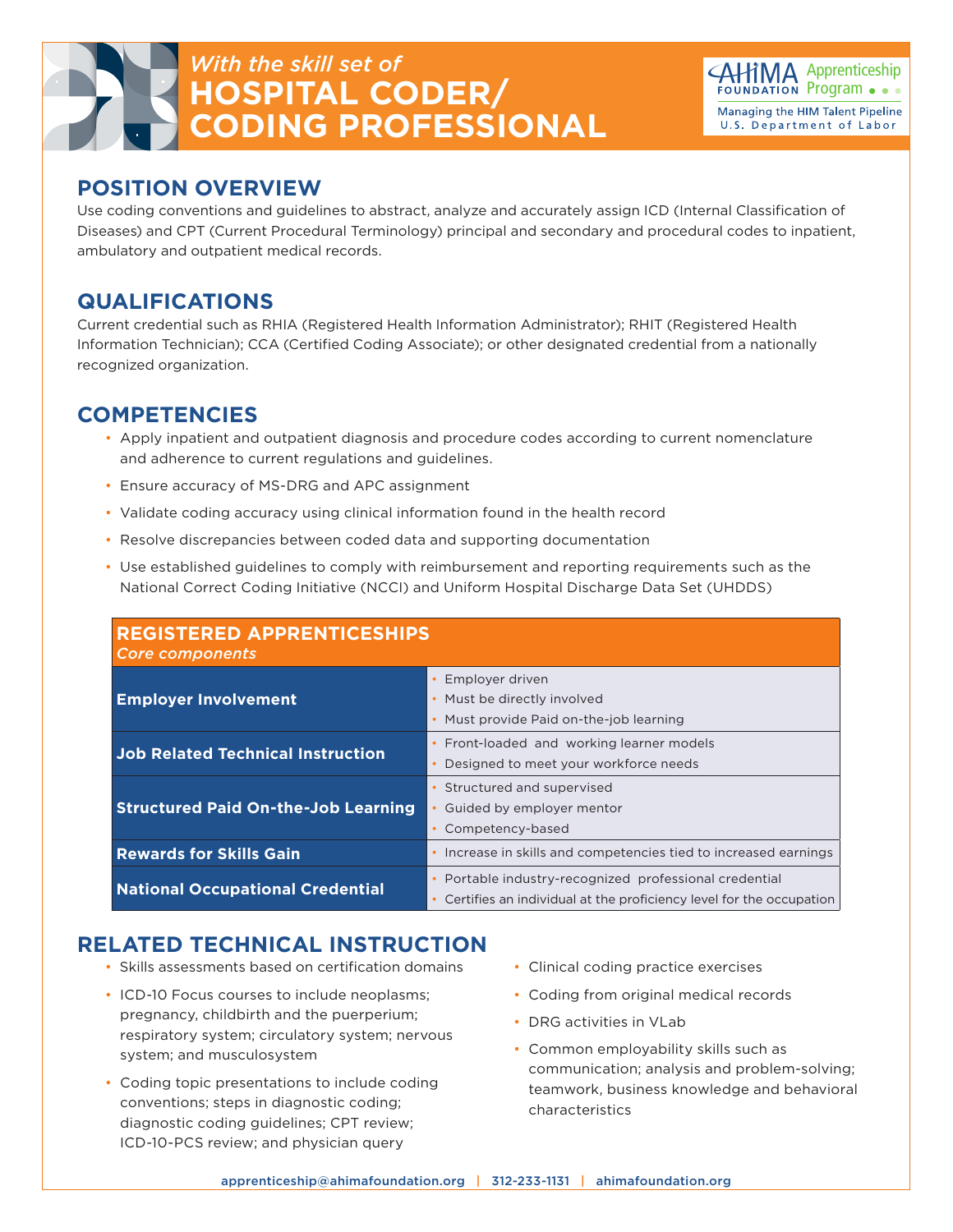*With the skill set of*

# HOSPITAL CODER/ CODING PROFESSIONAL

AHIMA FOUNDATION Apprenticeship Program
Managing the HIM Talent Pipeline
U.S. Department of Labor

## POSITION OVERVIEW

Use coding conventions and guidelines to abstract, analyze and accurately assign ICD (Internal Classification of Diseases) and CPT (Current Procedural Terminology) principal and secondary and procedural codes to inpatient, ambulatory and outpatient medical records.

## QUALIFICATIONS

Current credential such as RHIA (Registered Health Information Administrator); RHIT (Registered Health Information Technician); CCA (Certified Coding Associate); or other designated credential from a nationally recognized organization.

## COMPETENCIES

- Apply inpatient and outpatient diagnosis and procedure codes according to current nomenclature and adherence to current regulations and guidelines.
- Ensure accuracy of MS-DRG and APC assignment
- Validate coding accuracy using clinical information found in the health record
- Resolve discrepancies between coded data and supporting documentation
- Use established guidelines to comply with reimbursement and reporting requirements such as the National Correct Coding Initiative (NCCI) and Uniform Hospital Discharge Data Set (UHDDS)

| **REGISTERED APPRENTICESHIPS** *Core components* | |
|---|---|
| **Employer Involvement** | • Employer driven<br>• Must be directly involved<br>• Must provide Paid on-the-job learning |
| **Job Related Technical Instruction** | • Front-loaded and working learner models<br>• Designed to meet your workforce needs |
| **Structured Paid On-the-Job Learning** | • Structured and supervised<br>• Guided by employer mentor<br>• Competency-based |
| **Rewards for Skills Gain** | • Increase in skills and competencies tied to increased earnings |
| **National Occupational Credential** | • Portable industry-recognized professional credential<br>• Certifies an individual at the proficiency level for the occupation |

## RELATED TECHNICAL INSTRUCTION

- Skills assessments based on certification domains
- ICD-10 Focus courses to include neoplasms; pregnancy, childbirth and the puerperium; respiratory system; circulatory system; nervous system; and musculosystem
- Coding topic presentations to include coding conventions; steps in diagnostic coding; diagnostic coding guidelines; CPT review; ICD-10-PCS review; and physician query
- Clinical coding practice exercises
- Coding from original medical records
- DRG activities in VLab
- Common employability skills such as communication; analysis and problem-solving; teamwork, business knowledge and behavioral characteristics

apprenticeship@ahimafoundation.org | 312-233-1131 | ahimafoundation.org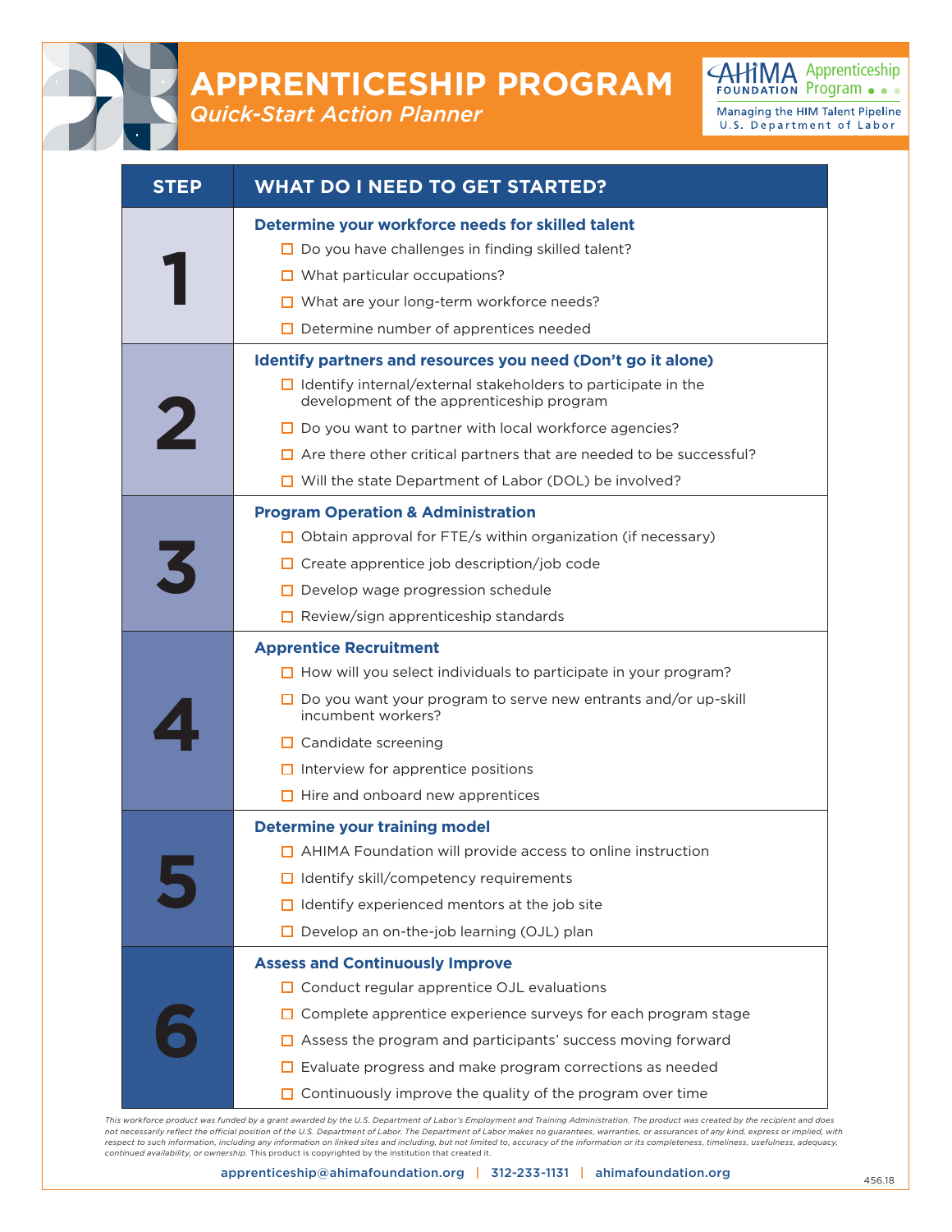# APPRENTICESHIP PROGRAM

*Quick-Start Action Planner*

AHIMA FOUNDATION Apprenticeship Program

Managing the HIM Talent Pipeline
U.S. Department of Labor

| STEP | WHAT DO I NEED TO GET STARTED? |
|---|---|
| 1 | **Determine your workforce needs for skilled talent**<br>☐ Do you have challenges in finding skilled talent?<br>☐ What particular occupations?<br>☐ What are your long-term workforce needs?<br>☐ Determine number of apprentices needed |
| 2 | **Identify partners and resources you need (Don't go it alone)**<br>☐ Identify internal/external stakeholders to participate in the development of the apprenticeship program<br>☐ Do you want to partner with local workforce agencies?<br>☐ Are there other critical partners that are needed to be successful?<br>☐ Will the state Department of Labor (DOL) be involved? |
| 3 | **Program Operation & Administration**<br>☐ Obtain approval for FTE/s within organization (if necessary)<br>☐ Create apprentice job description/job code<br>☐ Develop wage progression schedule<br>☐ Review/sign apprenticeship standards |
| 4 | **Apprentice Recruitment**<br>☐ How will you select individuals to participate in your program?<br>☐ Do you want your program to serve new entrants and/or up-skill incumbent workers?<br>☐ Candidate screening<br>☐ Interview for apprentice positions<br>☐ Hire and onboard new apprentices |
| 5 | **Determine your training model**<br>☐ AHIMA Foundation will provide access to online instruction<br>☐ Identify skill/competency requirements<br>☐ Identify experienced mentors at the job site<br>☐ Develop an on-the-job learning (OJL) plan |
| 6 | **Assess and Continuously Improve**<br>☐ Conduct regular apprentice OJL evaluations<br>☐ Complete apprentice experience surveys for each program stage<br>☐ Assess the program and participants' success moving forward<br>☐ Evaluate progress and make program corrections as needed<br>☐ Continuously improve the quality of the program over time |

*This workforce product was funded by a grant awarded by the U.S. Department of Labor's Employment and Training Administration. The product was created by the recipient and does not necessarily reflect the official position of the U.S. Department of Labor. The Department of Labor makes no guarantees, warranties, or assurances of any kind, express or implied, with respect to such information, including any information on linked sites and including, but not limited to, accuracy of the information or its completeness, timeliness, usefulness, adequacy, continued availability, or ownership.* This product is copyrighted by the institution that created it.

apprenticeship@ahimafoundation.org | 312-233-1131 | ahimafoundation.org

456.18